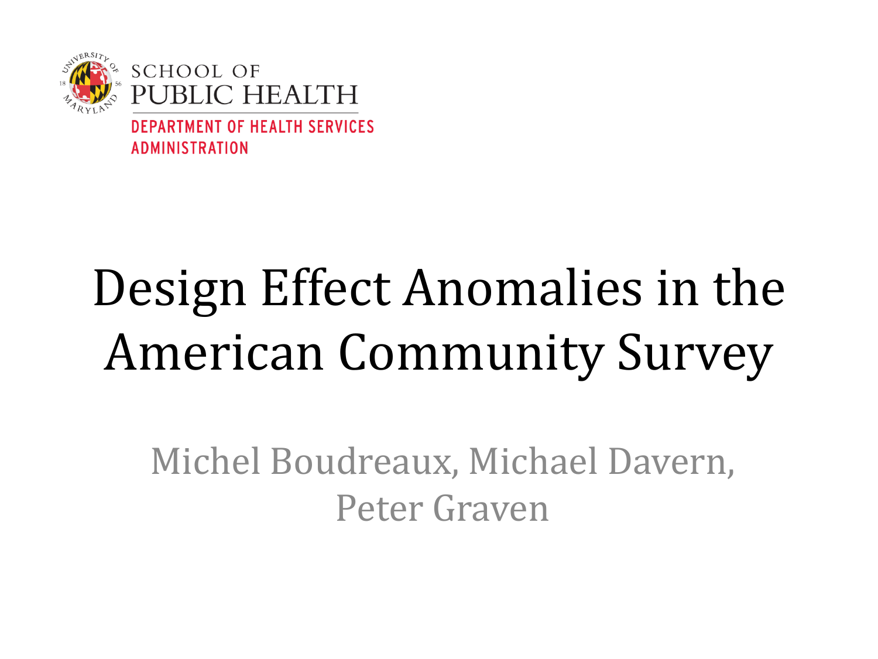SCHOOL OF
PUBLIC HEALTH
DEPARTMENT OF HEALTH SERVICES ADMINISTRATION

# Design Effect Anomalies in the American Community Survey

Michel Boudreaux, Michael Davern, Peter Graven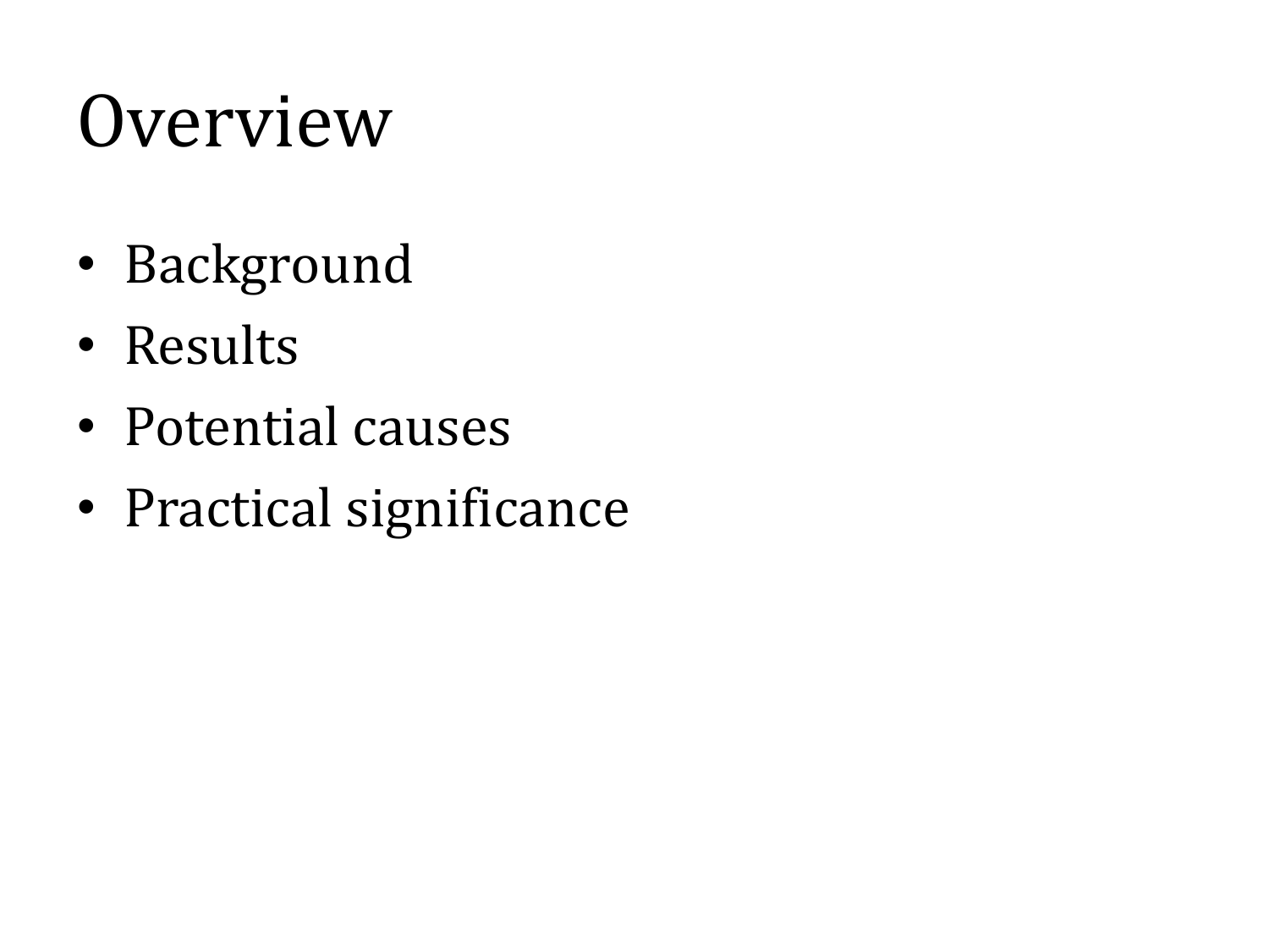# Overview

- Background
- Results
- Potential causes
- Practical significance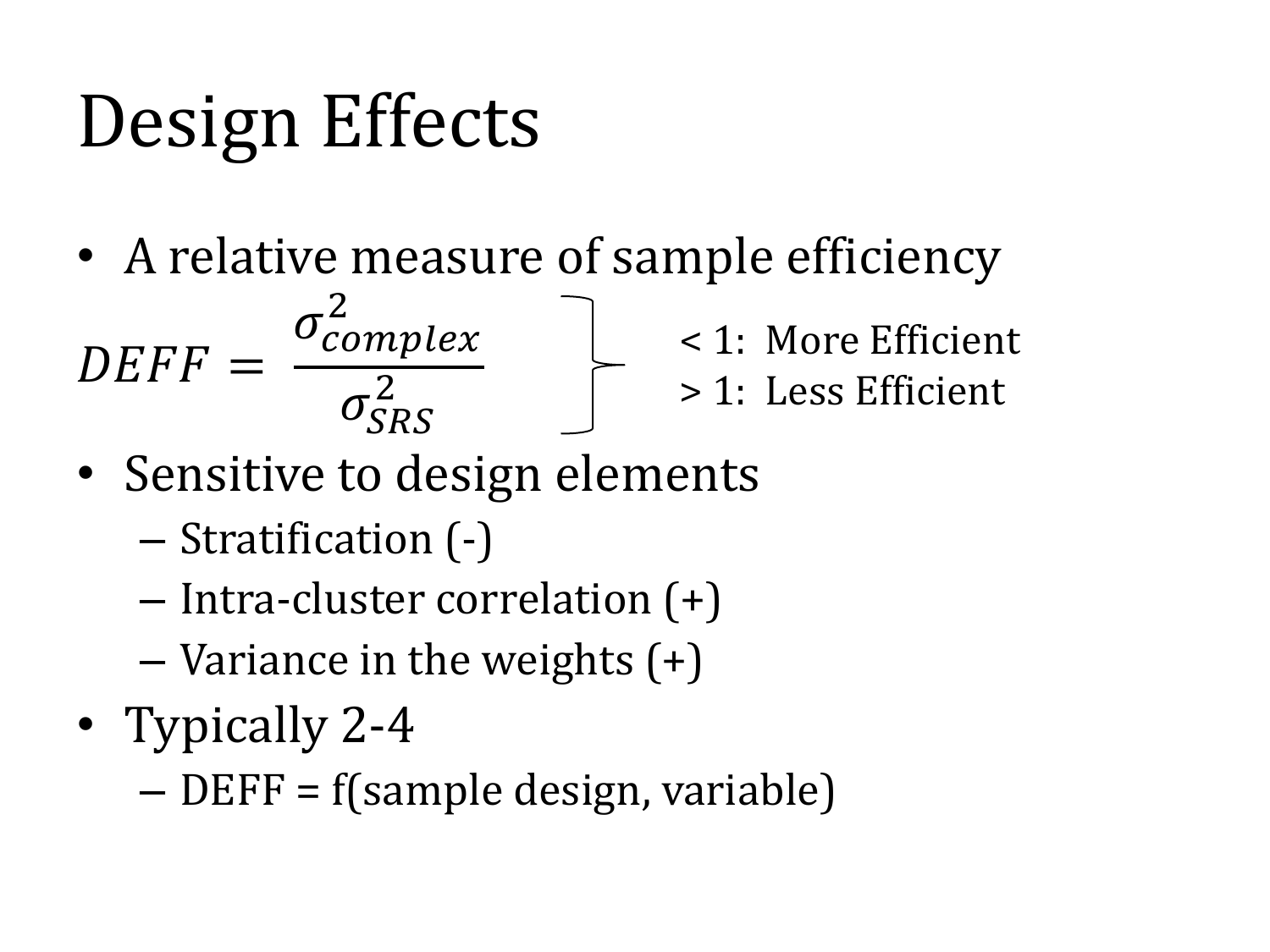# Design Effects

- A relative measure of sample efficiency

$$DEFF = \frac{\sigma^2_{complex}}{\sigma^2_{SRS}}$$

< 1: More Efficient
> 1: Less Efficient

- Sensitive to design elements
  - Stratification (-)
  - Intra-cluster correlation (+)
  - Variance in the weights (+)
- Typically 2-4
  - DEFF = f(sample design, variable)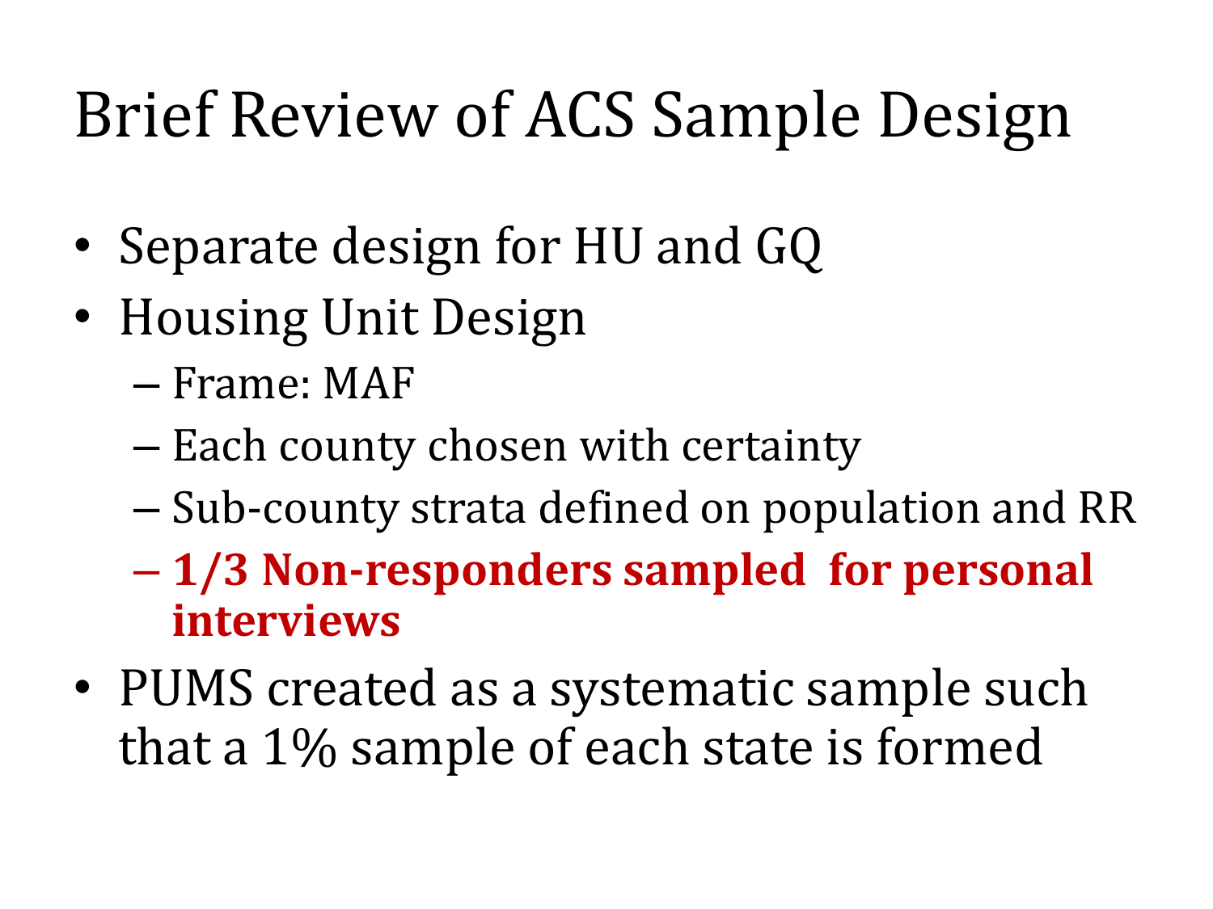# Brief Review of ACS Sample Design

- Separate design for HU and GQ
- Housing Unit Design
  - Frame: MAF
  - Each county chosen with certainty
  - Sub-county strata defined on population and RR
  - **1/3 Non-responders sampled for personal interviews**
- PUMS created as a systematic sample such that a 1% sample of each state is formed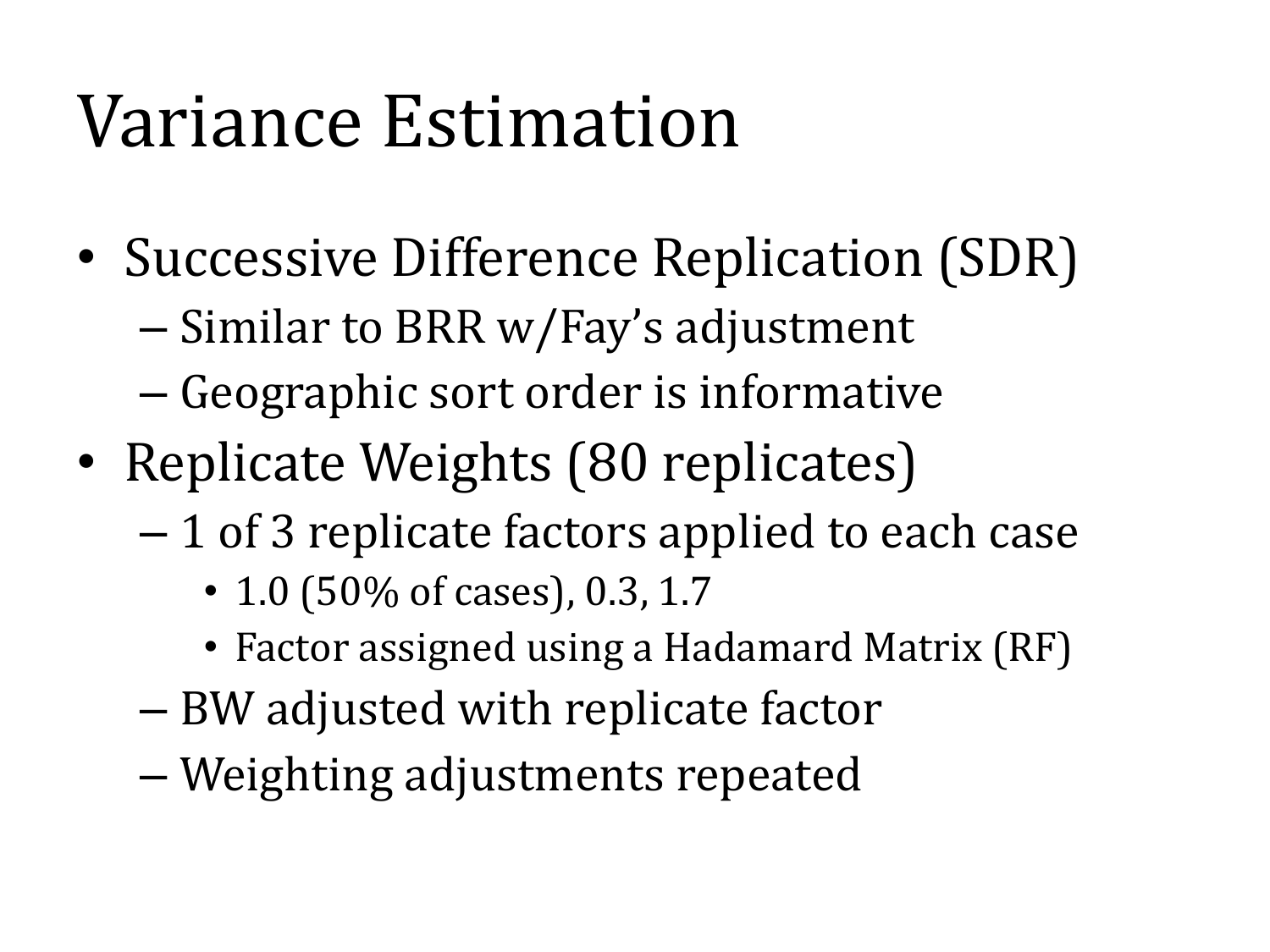# Variance Estimation

- Successive Difference Replication (SDR)
  - Similar to BRR w/Fay’s adjustment
  - Geographic sort order is informative
- Replicate Weights (80 replicates)
  - 1 of 3 replicate factors applied to each case
    - 1.0 (50% of cases), 0.3, 1.7
    - Factor assigned using a Hadamard Matrix (RF)
  - BW adjusted with replicate factor
  - Weighting adjustments repeated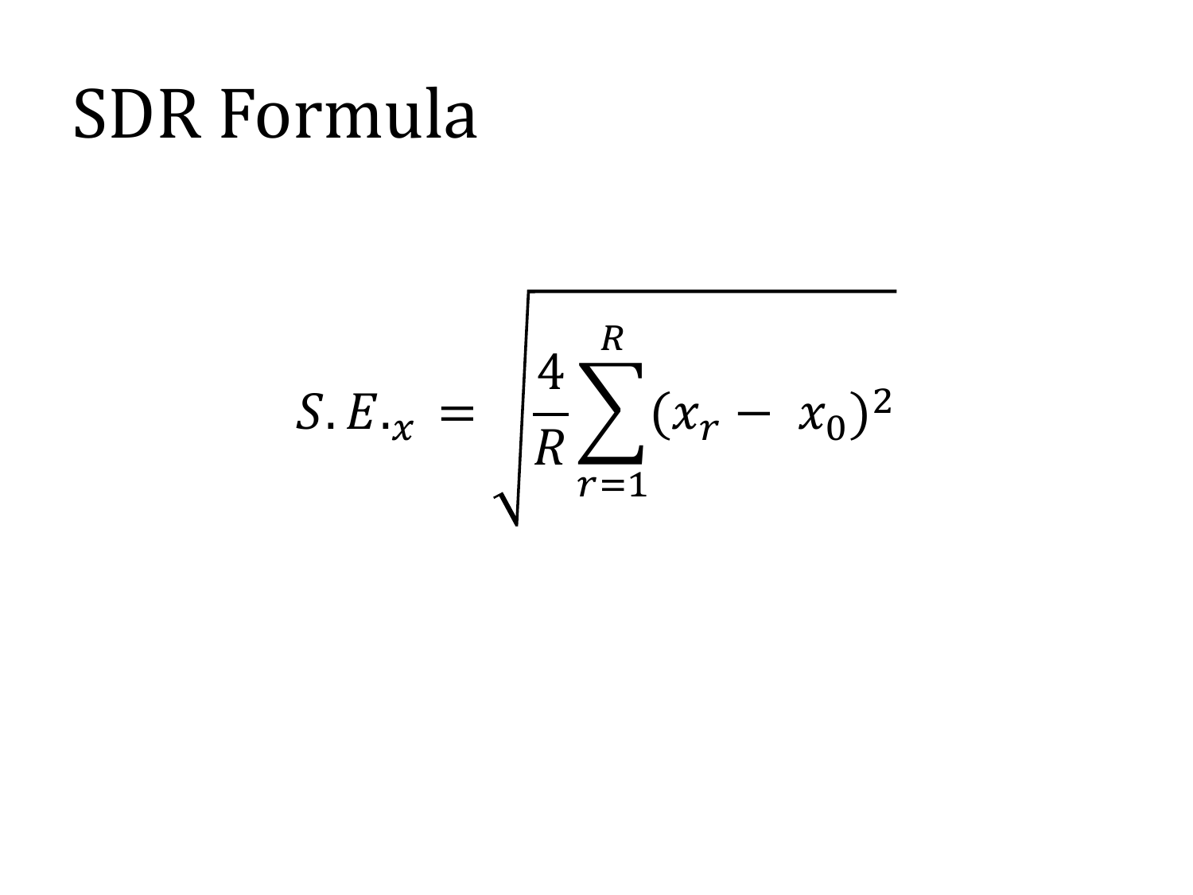# SDR Formula

$$S.E._x = \sqrt{\frac{4}{R}\sum_{r=1}^{R}(x_r - x_0)^2}$$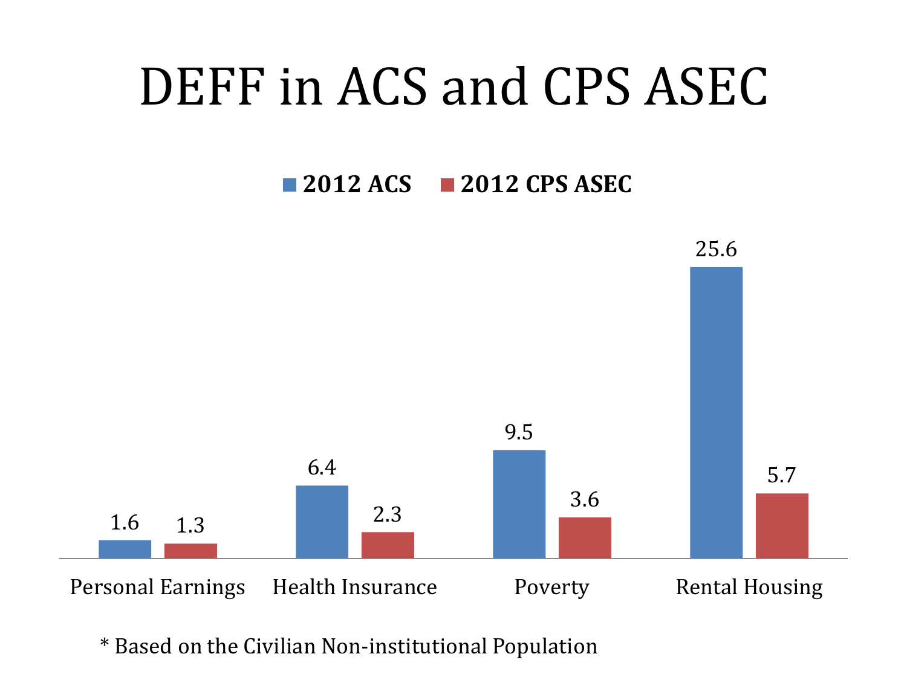# DEFF in ACS and CPS ASEC

| | 2012 ACS | 2012 CPS ASEC |
|---|---|---|
| Personal Earnings | 1.6 | 1.3 |
| Health Insurance | 6.4 | 2.3 |
| Poverty | 9.5 | 3.6 |
| Rental Housing | 25.6 | 5.7 |

* Based on the Civilian Non-institutional Population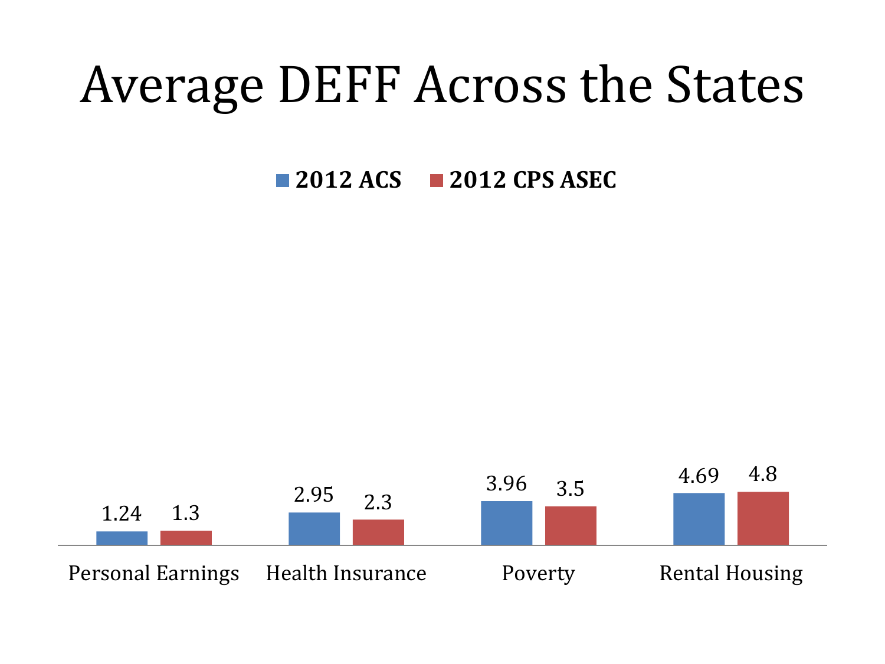# Average DEFF Across the States

| | 2012 ACS | 2012 CPS ASEC |
|---|---|---|
| Personal Earnings | 1.24 | 1.3 |
| Health Insurance | 2.95 | 2.3 |
| Poverty | 3.96 | 3.5 |
| Rental Housing | 4.69 | 4.8 |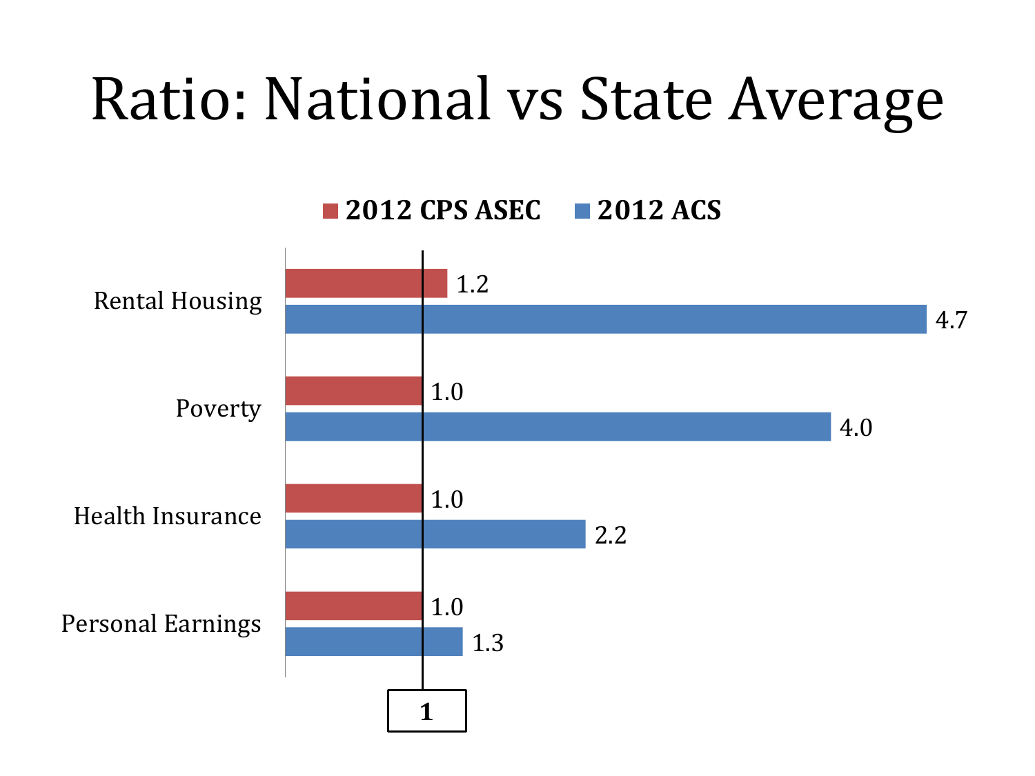# Ratio: National vs State Average

| | 2012 CPS ASEC | 2012 ACS |
|---|---|---|
| Rental Housing | 1.2 | 4.7 |
| Poverty | 1.0 | 4.0 |
| Health Insurance | 1.0 | 2.2 |
| Personal Earnings | 1.0 | 1.3 |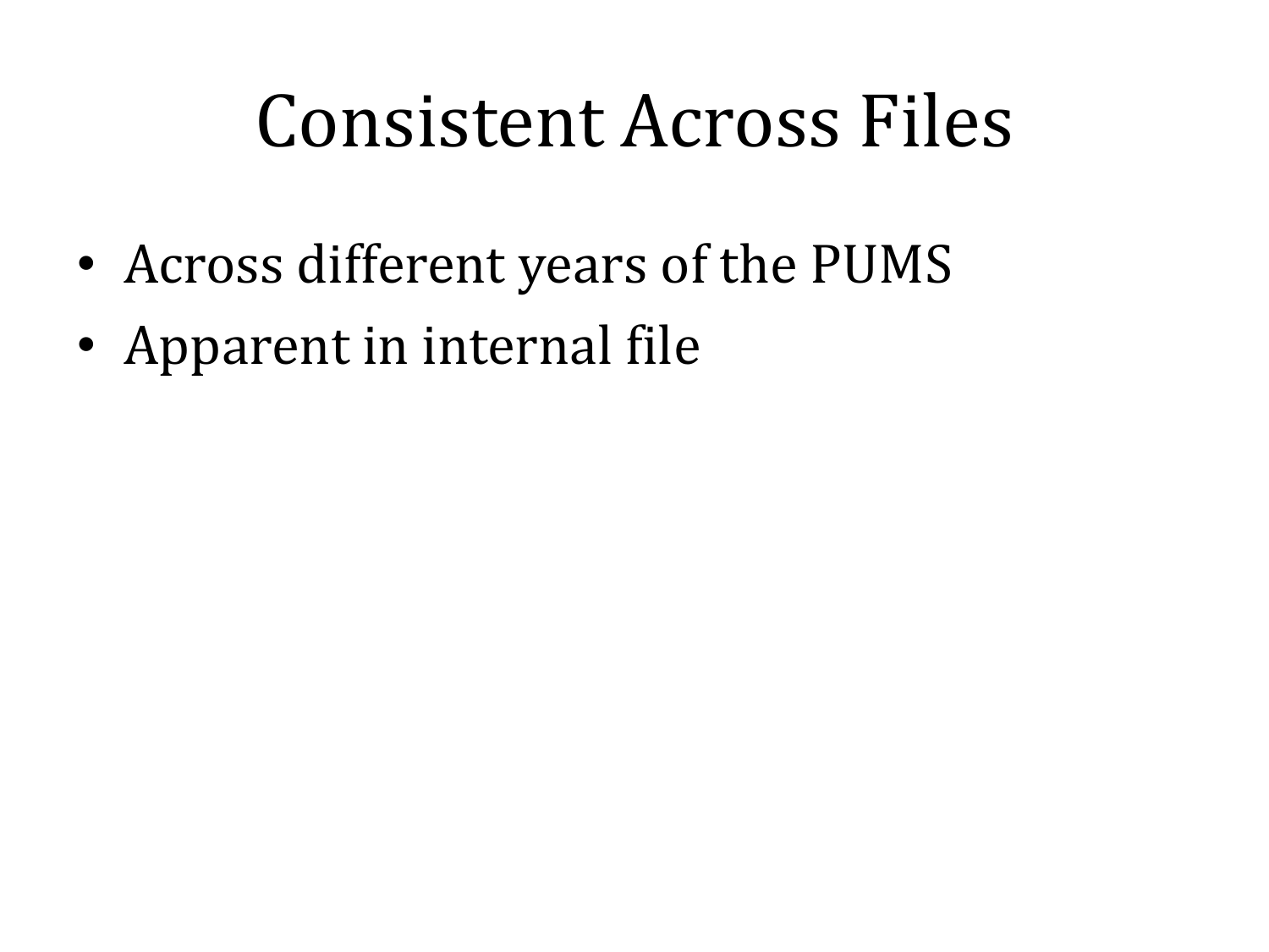# Consistent Across Files

- Across different years of the PUMS
- Apparent in internal file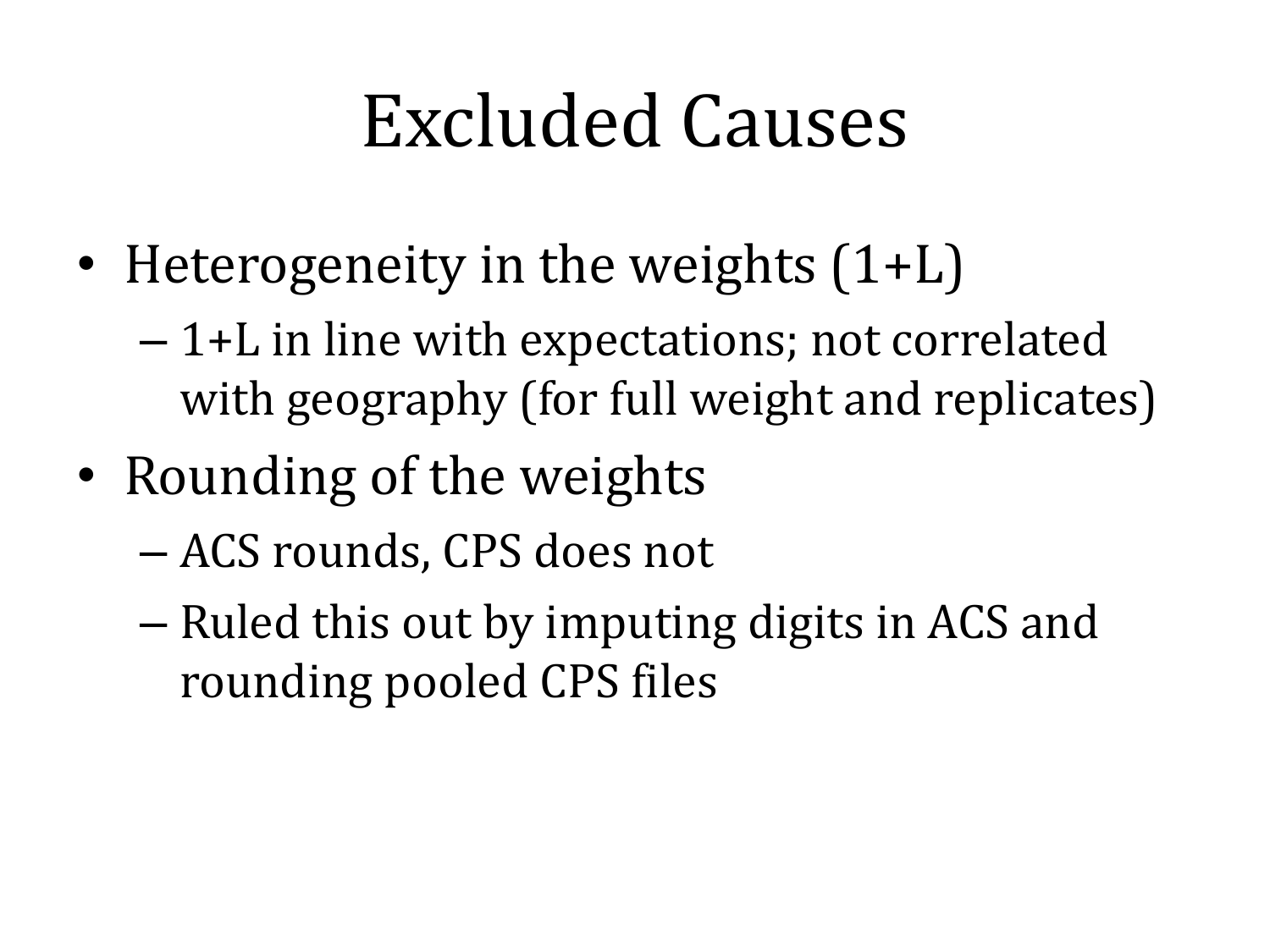# Excluded Causes

- Heterogeneity in the weights (1+L)
  - 1+L in line with expectations; not correlated with geography (for full weight and replicates)
- Rounding of the weights
  - ACS rounds, CPS does not
  - Ruled this out by imputing digits in ACS and rounding pooled CPS files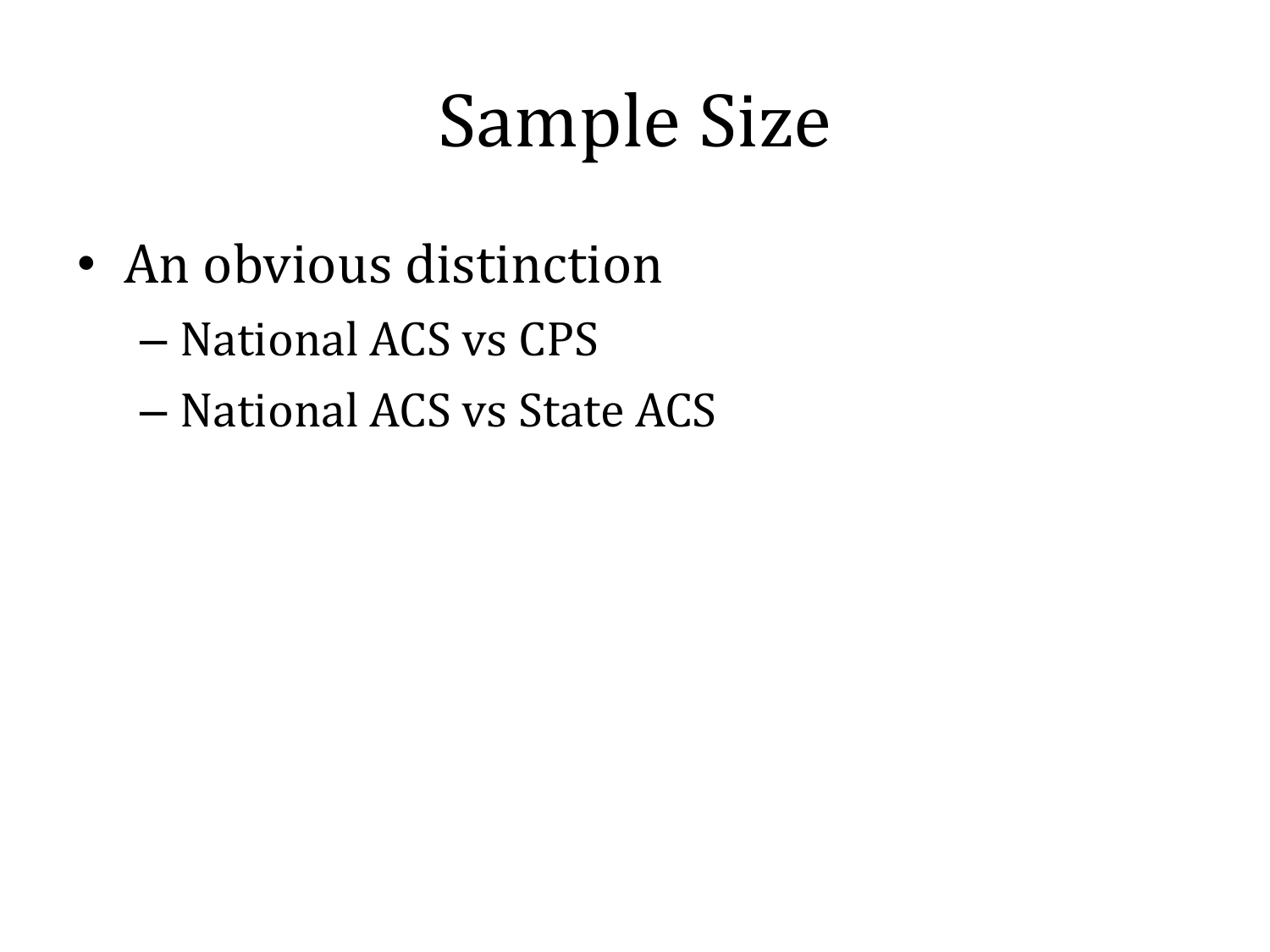# Sample Size

- An obvious distinction
  - National ACS vs CPS
  - National ACS vs State ACS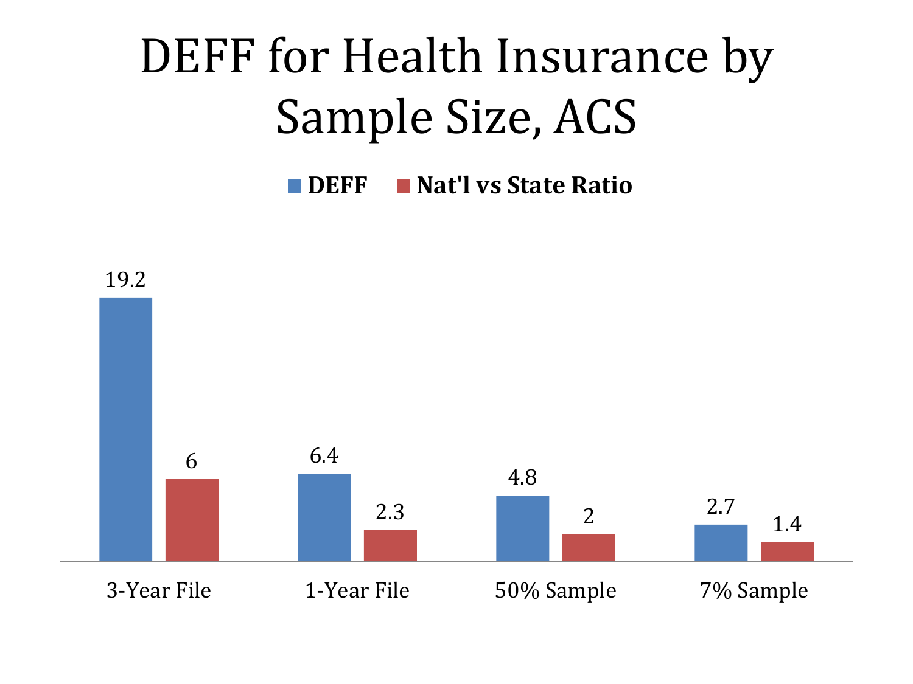# DEFF for Health Insurance by Sample Size, ACS

| | DEFF | Nat'l vs State Ratio |
|---|---|---|
| 3-Year File | 19.2 | 6 |
| 1-Year File | 6.4 | 2.3 |
| 50% Sample | 4.8 | 2 |
| 7% Sample | 2.7 | 1.4 |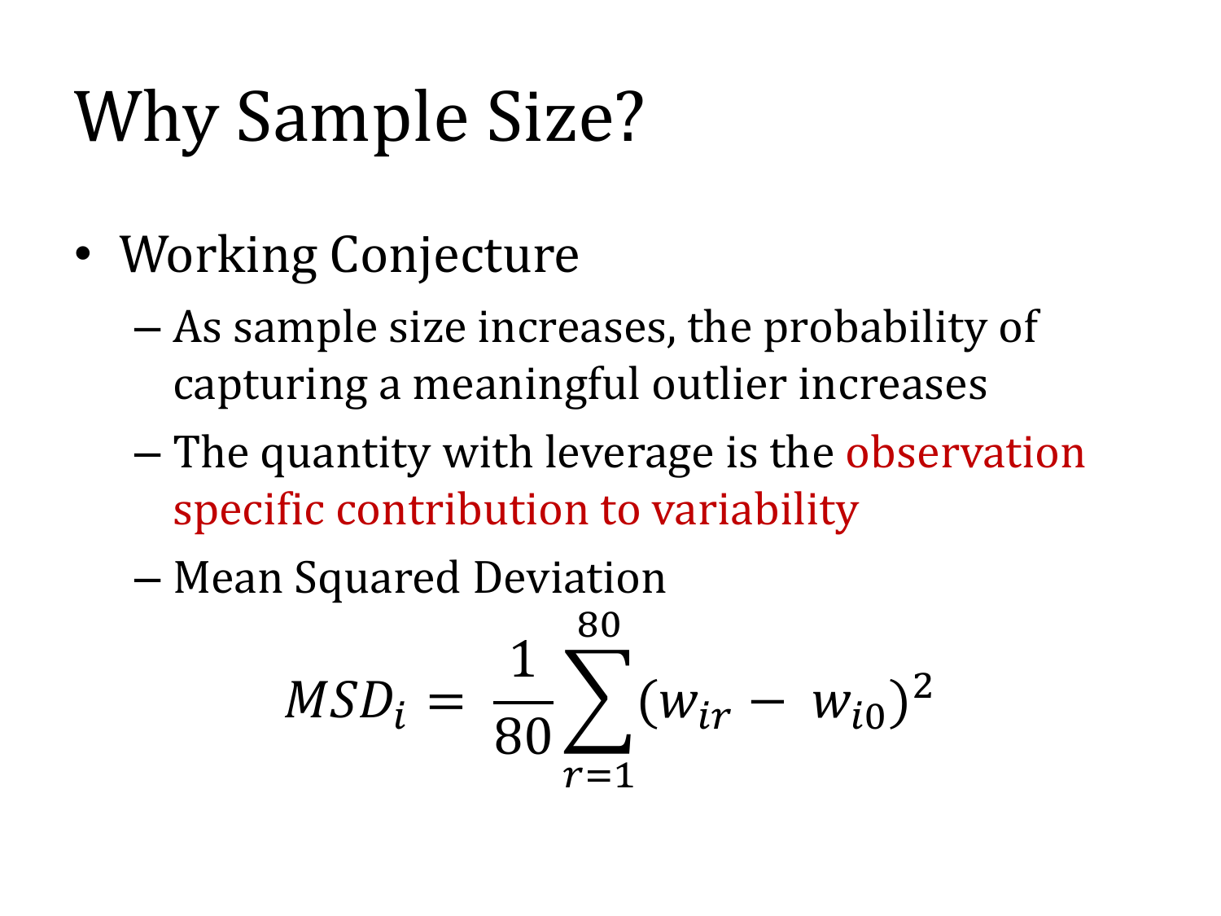# Why Sample Size?

- Working Conjecture
  - As sample size increases, the probability of capturing a meaningful outlier increases
  - The quantity with leverage is the observation specific contribution to variability
  - Mean Squared Deviation

$$MSD_i = \frac{1}{80}\sum_{r=1}^{80}(w_{ir} - w_{i0})^2$$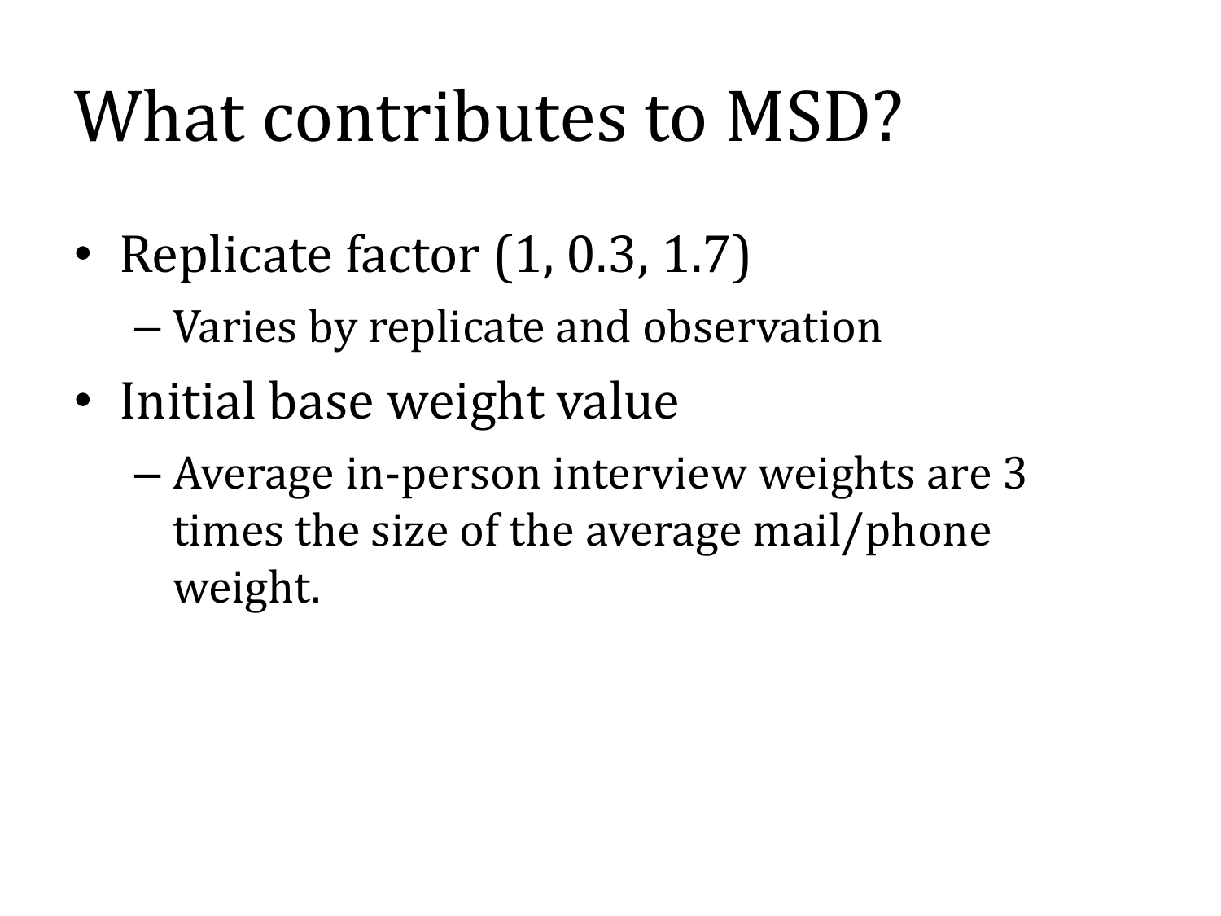# What contributes to MSD?

- Replicate factor (1, 0.3, 1.7)
  - Varies by replicate and observation
- Initial base weight value
  - Average in-person interview weights are 3 times the size of the average mail/phone weight.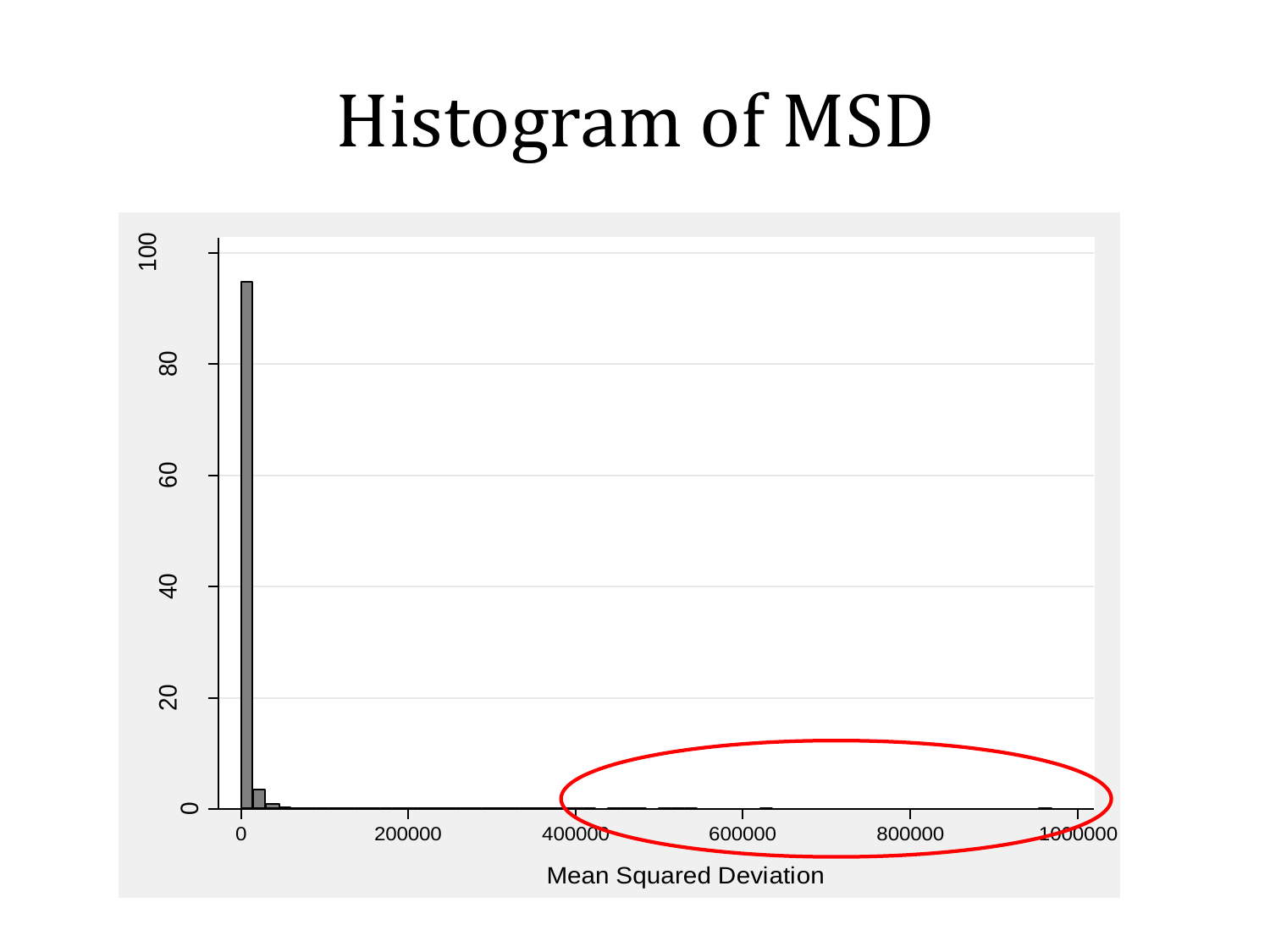# Histogram of MSD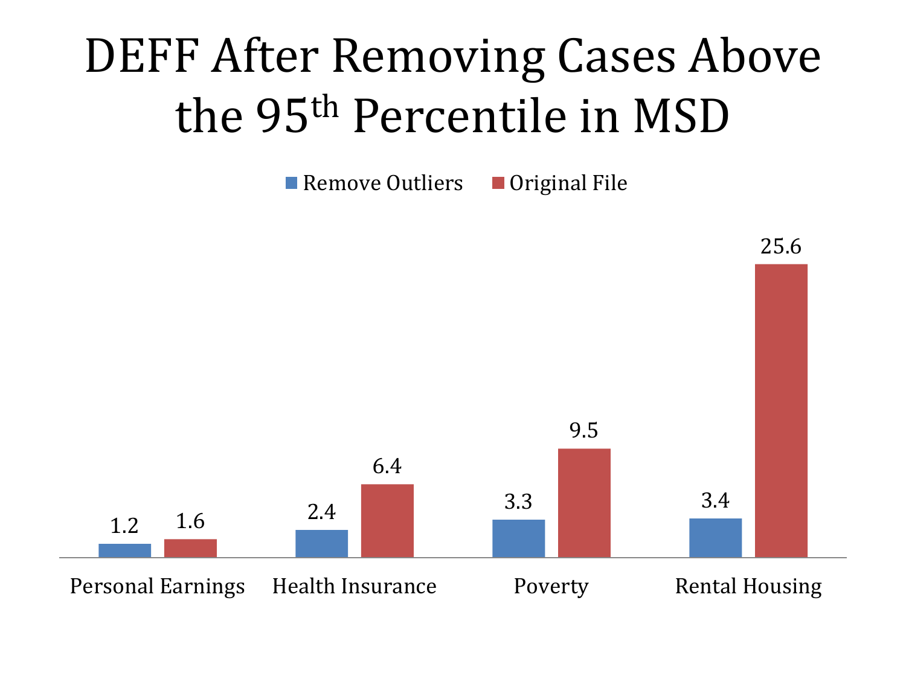# DEFF After Removing Cases Above the 95th Percentile in MSD

| | Remove Outliers | Original File |
|---|---|---|
| Personal Earnings | 1.2 | 1.6 |
| Health Insurance | 2.4 | 6.4 |
| Poverty | 3.3 | 9.5 |
| Rental Housing | 3.4 | 25.6 |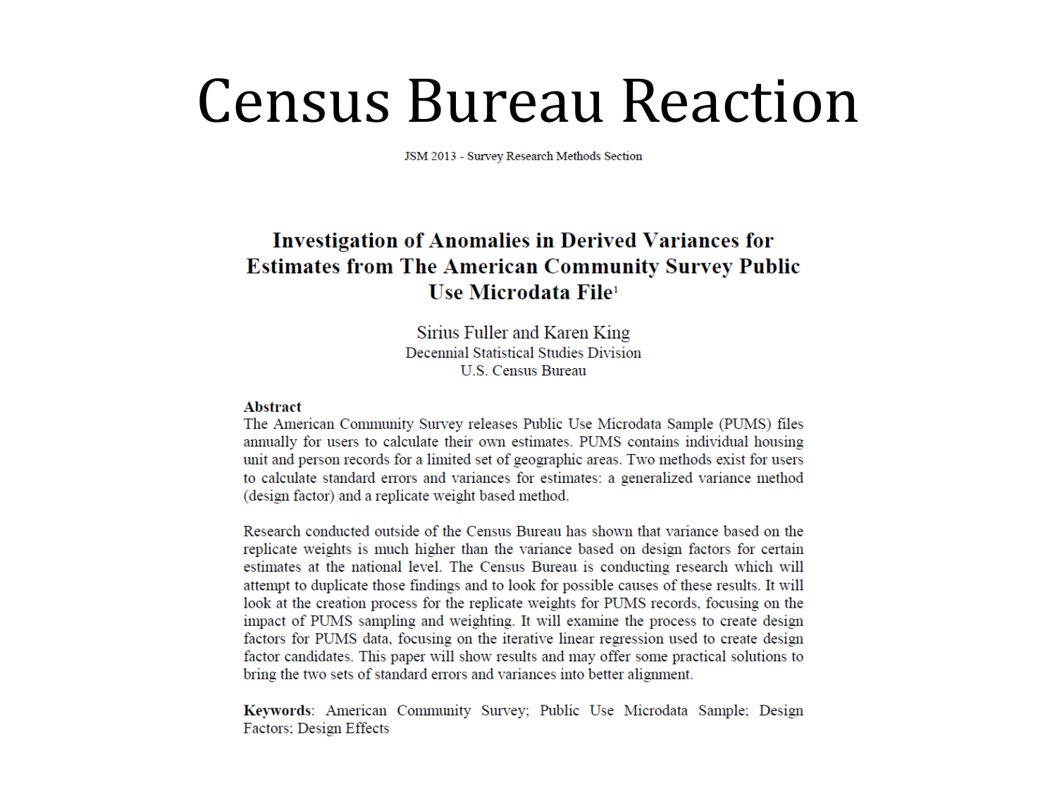# Census Bureau Reaction

JSM 2013 - Survey Research Methods Section

## Investigation of Anomalies in Derived Variances for Estimates from The American Community Survey Public Use Microdata File[1]

Sirius Fuller and Karen King
Decennial Statistical Studies Division
U.S. Census Bureau

**Abstract**

The American Community Survey releases Public Use Microdata Sample (PUMS) files annually for users to calculate their own estimates. PUMS contains individual housing unit and person records for a limited set of geographic areas. Two methods exist for users to calculate standard errors and variances for estimates: a generalized variance method (design factor) and a replicate weight based method.

Research conducted outside of the Census Bureau has shown that variance based on the replicate weights is much higher than the variance based on design factors for certain estimates at the national level. The Census Bureau is conducting research which will attempt to duplicate those findings and to look for possible causes of these results. It will look at the creation process for the replicate weights for PUMS records, focusing on the impact of PUMS sampling and weighting. It will examine the process to create design factors for PUMS data, focusing on the iterative linear regression used to create design factor candidates. This paper will show results and may offer some practical solutions to bring the two sets of standard errors and variances into better alignment.

**Keywords**: American Community Survey; Public Use Microdata Sample; Design Factors; Design Effects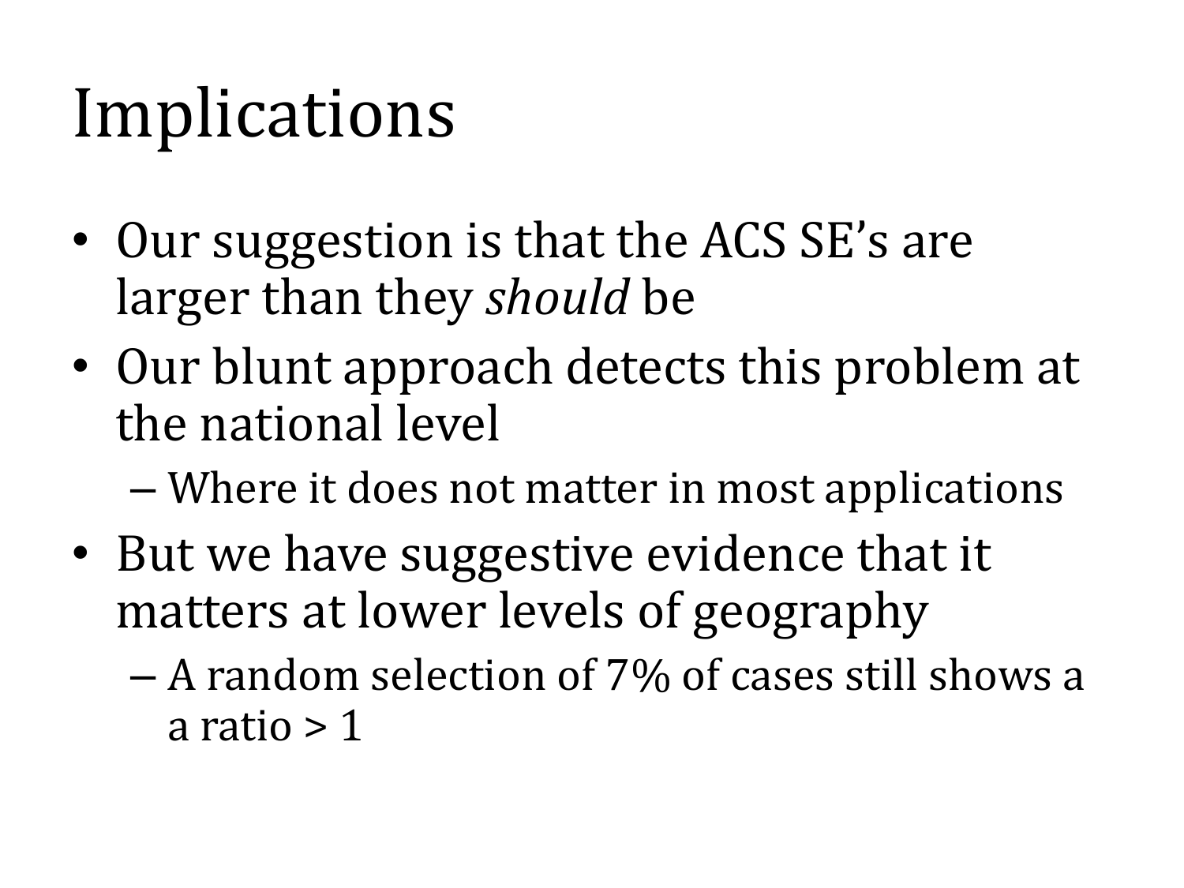# Implications

- Our suggestion is that the ACS SE's are larger than they *should* be
- Our blunt approach detects this problem at the national level
  - Where it does not matter in most applications
- But we have suggestive evidence that it matters at lower levels of geography
  - A random selection of 7% of cases still shows a a ratio > 1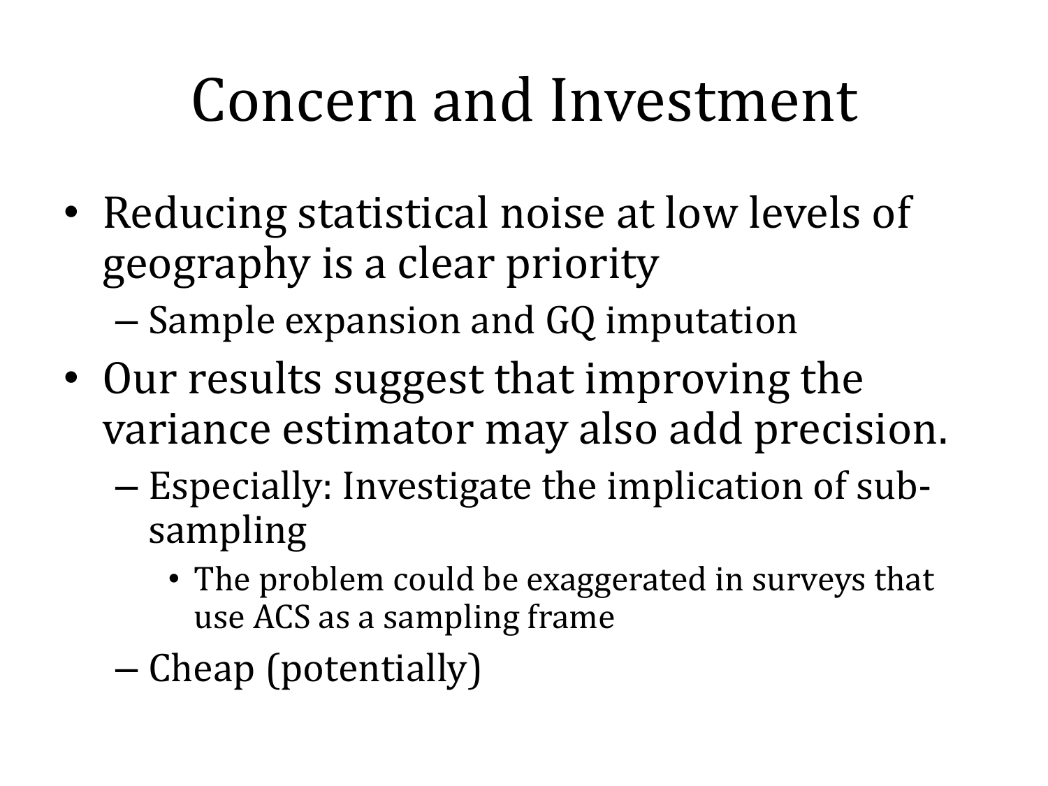# Concern and Investment

- Reducing statistical noise at low levels of geography is a clear priority
  - Sample expansion and GQ imputation
- Our results suggest that improving the variance estimator may also add precision.
  - Especially: Investigate the implication of sub-sampling
    - The problem could be exaggerated in surveys that use ACS as a sampling frame
  - Cheap (potentially)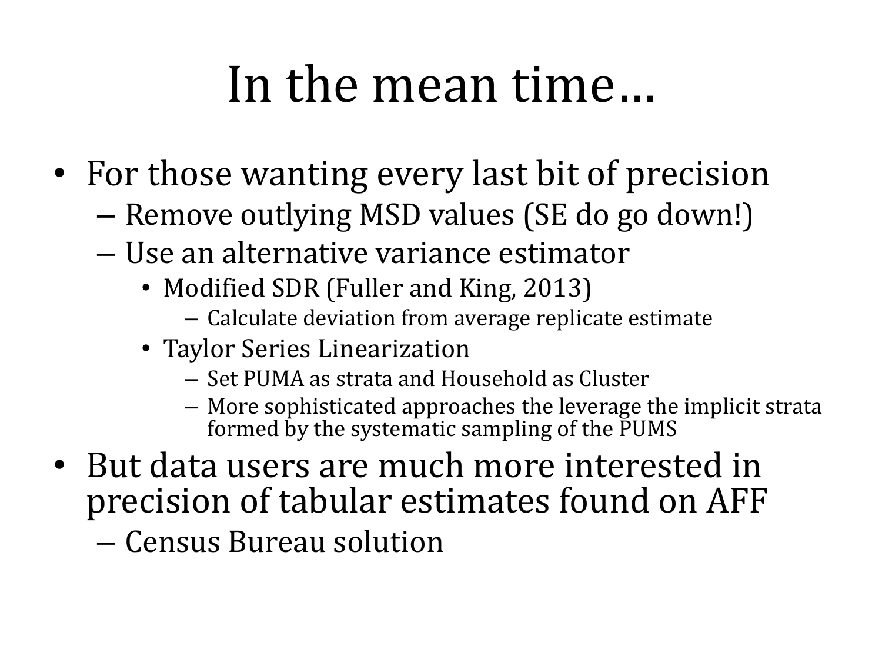# In the mean time…

- For those wanting every last bit of precision
  - Remove outlying MSD values (SE do go down!)
  - Use an alternative variance estimator
    - Modified SDR (Fuller and King, 2013)
      - Calculate deviation from average replicate estimate
    - Taylor Series Linearization
      - Set PUMA as strata and Household as Cluster
      - More sophisticated approaches the leverage the implicit strata formed by the systematic sampling of the PUMS
- But data users are much more interested in precision of tabular estimates found on AFF
  - Census Bureau solution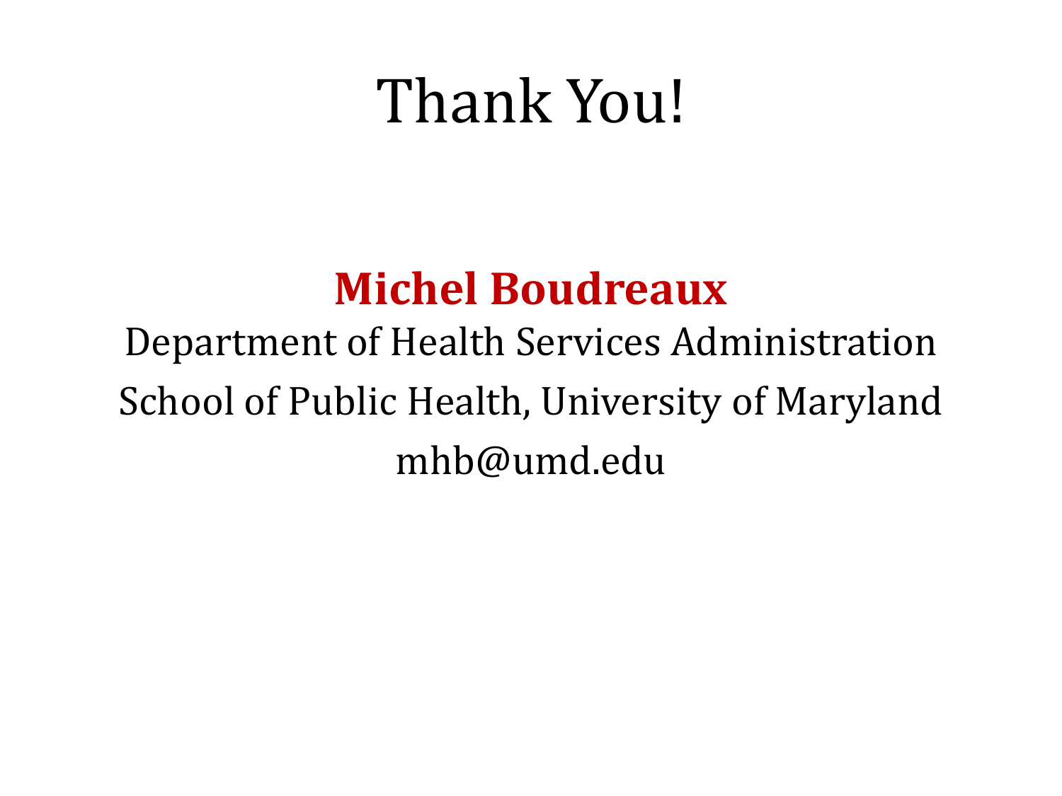# Thank You!

**Michel Boudreaux**

Department of Health Services Administration

School of Public Health, University of Maryland

mhb@umd.edu